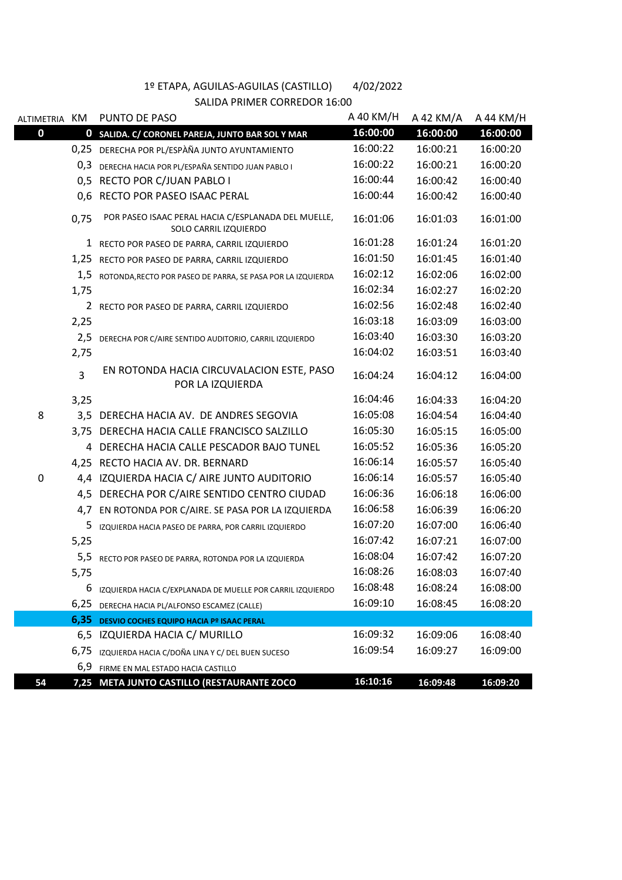1º ETAPA, AGUILAS-AGUILAS (CASTILLO) 4/02/2022

SALIDA PRIMER CORREDOR 16:00

| ALTIMETRIA | KM | PUNTO DE PASO | A 40 KM/H | A 42 KM/A | A 44 KM/H |
|---|---|---|---|---|---|
| **0** | **0** | **SALIDA. C/ CORONEL PAREJA, JUNTO BAR SOL Y MAR** | **16:00:00** | **16:00:00** | **16:00:00** |
| | 0,25 | DERECHA POR PL/ESPÀÑA JUNTO AYUNTAMIENTO | 16:00:22 | 16:00:21 | 16:00:20 |
| | 0,3 | DERECHA HACIA POR PL/ESPAÑA SENTIDO JUAN PABLO I | 16:00:22 | 16:00:21 | 16:00:20 |
| | 0,5 | RECTO POR C/JUAN PABLO I | 16:00:44 | 16:00:42 | 16:00:40 |
| | 0,6 | RECTO POR PASEO ISAAC PERAL | 16:00:44 | 16:00:42 | 16:00:40 |
| | 0,75 | POR PASEO ISAAC PERAL HACIA C/ESPLANADA DEL MUELLE, SOLO CARRIL IZQUIERDO | 16:01:06 | 16:01:03 | 16:01:00 |
| | 1 | RECTO POR PASEO DE PARRA, CARRIL IZQUIERDO | 16:01:28 | 16:01:24 | 16:01:20 |
| | 1,25 | RECTO POR PASEO DE PARRA, CARRIL IZQUIERDO | 16:01:50 | 16:01:45 | 16:01:40 |
| | 1,5 | ROTONDA,RECTO POR PASEO DE PARRA, SE PASA POR LA IZQUIERDA | 16:02:12 | 16:02:06 | 16:02:00 |
| | 1,75 | | 16:02:34 | 16:02:27 | 16:02:20 |
| | 2 | RECTO POR PASEO DE PARRA, CARRIL IZQUIERDO | 16:02:56 | 16:02:48 | 16:02:40 |
| | 2,25 | | 16:03:18 | 16:03:09 | 16:03:00 |
| | 2,5 | DERECHA POR C/AIRE SENTIDO AUDITORIO, CARRIL IZQUIERDO | 16:03:40 | 16:03:30 | 16:03:20 |
| | 2,75 | | 16:04:02 | 16:03:51 | 16:03:40 |
| | 3 | EN ROTONDA HACIA CIRCUVALACION ESTE, PASO POR LA IZQUIERDA | 16:04:24 | 16:04:12 | 16:04:00 |
| | 3,25 | | 16:04:46 | 16:04:33 | 16:04:20 |
| 8 | 3,5 | DERECHA HACIA AV. DE ANDRES SEGOVIA | 16:05:08 | 16:04:54 | 16:04:40 |
| | 3,75 | DERECHA HACIA CALLE FRANCISCO SALZILLO | 16:05:30 | 16:05:15 | 16:05:00 |
| | 4 | DERECHA HACIA CALLE PESCADOR BAJO TUNEL | 16:05:52 | 16:05:36 | 16:05:20 |
| | 4,25 | RECTO HACIA AV. DR. BERNARD | 16:06:14 | 16:05:57 | 16:05:40 |
| 0 | 4,4 | IZQUIERDA HACIA C/ AIRE JUNTO AUDITORIO | 16:06:14 | 16:05:57 | 16:05:40 |
| | 4,5 | DERECHA POR C/AIRE SENTIDO CENTRO CIUDAD | 16:06:36 | 16:06:18 | 16:06:00 |
| | 4,7 | EN ROTONDA POR C/AIRE. SE PASA POR LA IZQUIERDA | 16:06:58 | 16:06:39 | 16:06:20 |
| | 5 | IZQUIERDA HACIA PASEO DE PARRA, POR CARRIL IZQUIERDO | 16:07:20 | 16:07:00 | 16:06:40 |
| | 5,25 | | 16:07:42 | 16:07:21 | 16:07:00 |
| | 5,5 | RECTO POR PASEO DE PARRA, ROTONDA POR LA IZQUIERDA | 16:08:04 | 16:07:42 | 16:07:20 |
| | 5,75 | | 16:08:26 | 16:08:03 | 16:07:40 |
| | 6 | IZQUIERDA HACIA C/EXPLANADA DE MUELLE POR CARRIL IZQUIERDO | 16:08:48 | 16:08:24 | 16:08:00 |
| | 6,25 | DERECHA HACIA PL/ALFONSO ESCAMEZ (CALLE) | 16:09:10 | 16:08:45 | 16:08:20 |
| | **6,35** | **DESVIO COCHES EQUIPO HACIA Pº ISAAC PERAL** | | | |
| | 6,5 | IZQUIERDA HACIA C/ MURILLO | 16:09:32 | 16:09:06 | 16:08:40 |
| | 6,75 | IZQUIERDA HACIA C/DOÑA LINA Y C/ DEL BUEN SUCESO | 16:09:54 | 16:09:27 | 16:09:00 |
| | 6,9 | FIRME EN MAL ESTADO HACIA CASTILLO | | | |
| **54** | **7,25** | **META JUNTO CASTILLO (RESTAURANTE ZOCO** | **16:10:16** | **16:09:48** | **16:09:20** |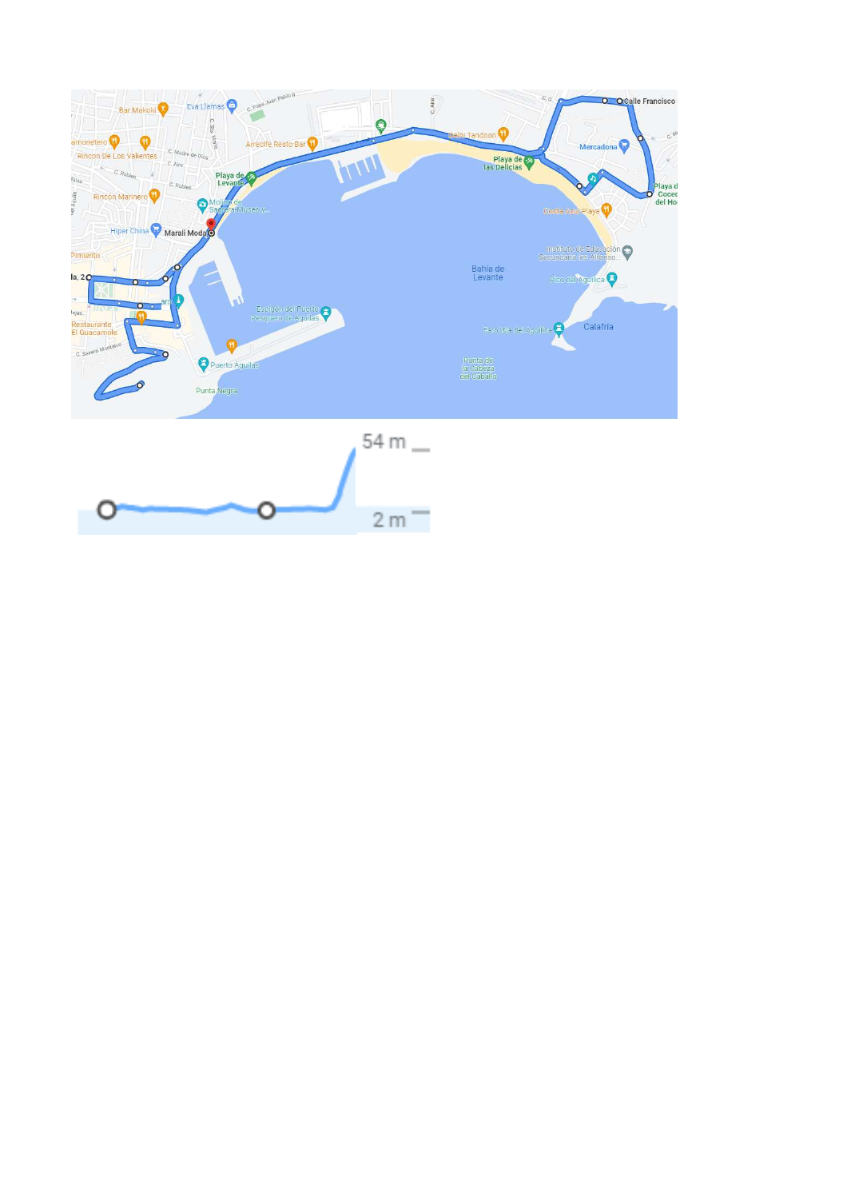Bar Makoki

Eva Llamas

C. Papa Juan Pablo II

amonetero

Rincon De Los Valientes

C. Madre de Dios

C. Aire

C. Robles

Arrecife Resto Bar

Delhi Tandoori

Calle Francisco

Mercadona

Playa de Levante

Playa de las Delicias

Rincón Marinero

Molino de Sandra: Museo y...

Costa Azul Playa

Playa de Cocedores del Ho

Hiper China

Marali Moda

Pimiento

Instituto de Educación Secundaria Rey Alfonso...

Bahía de Levante

Pico del Aguilica

Espigón del Puerto Pesquero de Águilas

Restaurante El Guacamole

Faro Isla del Aguilica

Calafría

C. Severo Montalvo

Puerto Águilas

Punta de la Cabeza del Caballo

Punta Negra

54 m

2 m